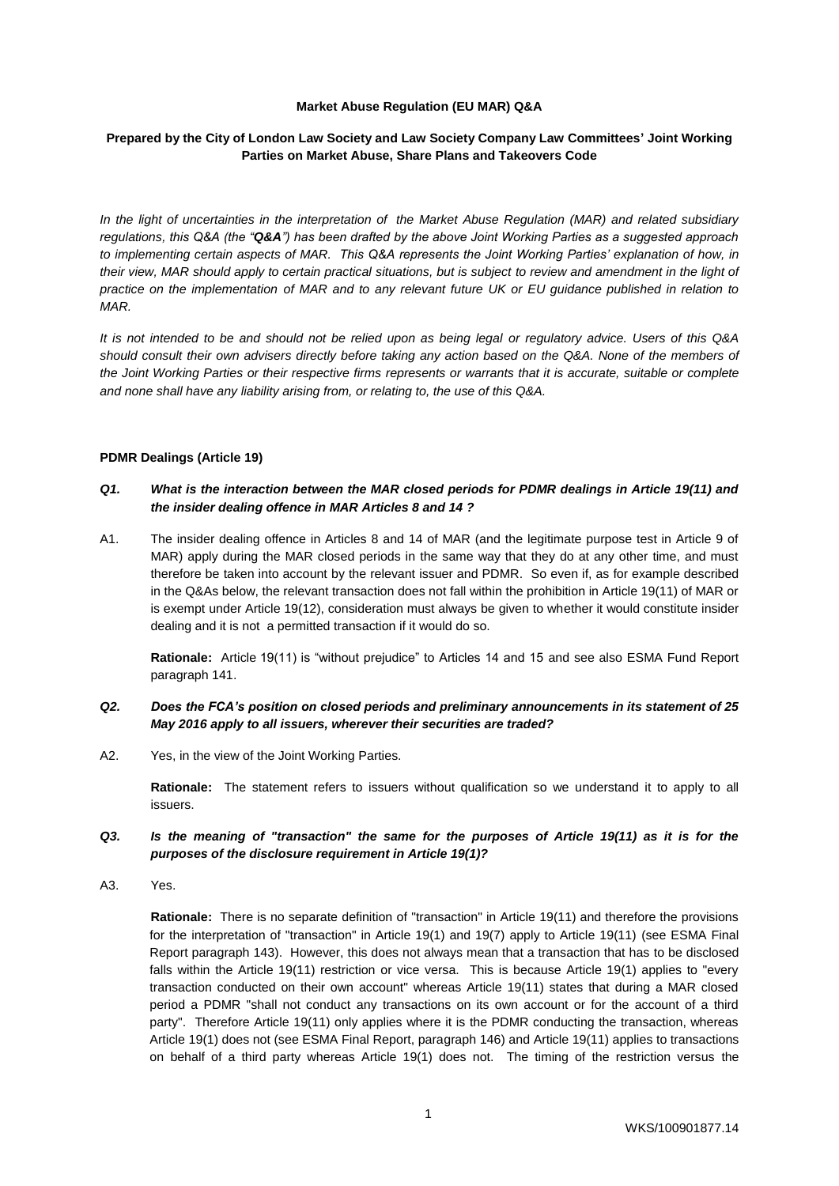**Market Abuse Regulation (EU MAR) Q&A**

**Prepared by the City of London Law Society and Law Society Company Law Committees' Joint Working Parties on Market Abuse, Share Plans and Takeovers Code**

*In the light of uncertainties in the interpretation of the Market Abuse Regulation (MAR) and related subsidiary regulations, this Q&A (the "**Q&A**") has been drafted by the above Joint Working Parties as a suggested approach to implementing certain aspects of MAR. This Q&A represents the Joint Working Parties' explanation of how, in their view, MAR should apply to certain practical situations, but is subject to review and amendment in the light of practice on the implementation of MAR and to any relevant future UK or EU guidance published in relation to MAR.*

*It is not intended to be and should not be relied upon as being legal or regulatory advice. Users of this Q&A should consult their own advisers directly before taking any action based on the Q&A. None of the members of the Joint Working Parties or their respective firms represents or warrants that it is accurate, suitable or complete and none shall have any liability arising from, or relating to, the use of this Q&A.*

**PDMR Dealings (Article 19)**

***Q1. What is the interaction between the MAR closed periods for PDMR dealings in Article 19(11) and the insider dealing offence in MAR Articles 8 and 14 ?***

A1. The insider dealing offence in Articles 8 and 14 of MAR (and the legitimate purpose test in Article 9 of MAR) apply during the MAR closed periods in the same way that they do at any other time, and must therefore be taken into account by the relevant issuer and PDMR. So even if, as for example described in the Q&As below, the relevant transaction does not fall within the prohibition in Article 19(11) of MAR or is exempt under Article 19(12), consideration must always be given to whether it would constitute insider dealing and it is not a permitted transaction if it would do so.

**Rationale:** Article 19(11) is "without prejudice" to Articles 14 and 15 and see also ESMA Fund Report paragraph 141.

***Q2. Does the FCA's position on closed periods and preliminary announcements in its statement of 25 May 2016 apply to all issuers, wherever their securities are traded?***

A2. Yes, in the view of the Joint Working Parties.

**Rationale:** The statement refers to issuers without qualification so we understand it to apply to all issuers.

***Q3. Is the meaning of "transaction" the same for the purposes of Article 19(11) as it is for the purposes of the disclosure requirement in Article 19(1)?***

A3. Yes.

**Rationale:** There is no separate definition of "transaction" in Article 19(11) and therefore the provisions for the interpretation of "transaction" in Article 19(1) and 19(7) apply to Article 19(11) (see ESMA Final Report paragraph 143). However, this does not always mean that a transaction that has to be disclosed falls within the Article 19(11) restriction or vice versa. This is because Article 19(1) applies to "every transaction conducted on their own account" whereas Article 19(11) states that during a MAR closed period a PDMR "shall not conduct any transactions on its own account or for the account of a third party". Therefore Article 19(11) only applies where it is the PDMR conducting the transaction, whereas Article 19(1) does not (see ESMA Final Report, paragraph 146) and Article 19(11) applies to transactions on behalf of a third party whereas Article 19(1) does not. The timing of the restriction versus the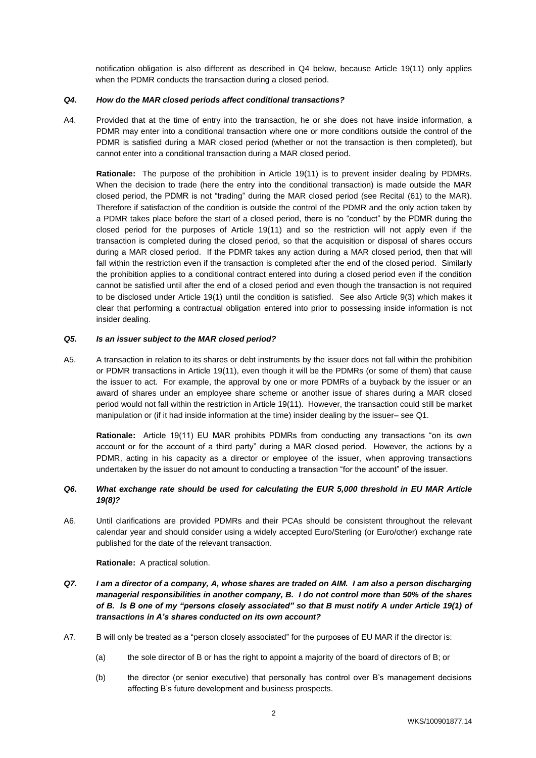notification obligation is also different as described in Q4 below, because Article 19(11) only applies when the PDMR conducts the transaction during a closed period.

***Q4. How do the MAR closed periods affect conditional transactions?***

A4. Provided that at the time of entry into the transaction, he or she does not have inside information, a PDMR may enter into a conditional transaction where one or more conditions outside the control of the PDMR is satisfied during a MAR closed period (whether or not the transaction is then completed), but cannot enter into a conditional transaction during a MAR closed period.

**Rationale:** The purpose of the prohibition in Article 19(11) is to prevent insider dealing by PDMRs. When the decision to trade (here the entry into the conditional transaction) is made outside the MAR closed period, the PDMR is not "trading" during the MAR closed period (see Recital (61) to the MAR). Therefore if satisfaction of the condition is outside the control of the PDMR and the only action taken by a PDMR takes place before the start of a closed period, there is no "conduct" by the PDMR during the closed period for the purposes of Article 19(11) and so the restriction will not apply even if the transaction is completed during the closed period, so that the acquisition or disposal of shares occurs during a MAR closed period. If the PDMR takes any action during a MAR closed period, then that will fall within the restriction even if the transaction is completed after the end of the closed period. Similarly the prohibition applies to a conditional contract entered into during a closed period even if the condition cannot be satisfied until after the end of a closed period and even though the transaction is not required to be disclosed under Article 19(1) until the condition is satisfied. See also Article 9(3) which makes it clear that performing a contractual obligation entered into prior to possessing inside information is not insider dealing.

***Q5. Is an issuer subject to the MAR closed period?***

A5. A transaction in relation to its shares or debt instruments by the issuer does not fall within the prohibition or PDMR transactions in Article 19(11), even though it will be the PDMRs (or some of them) that cause the issuer to act. For example, the approval by one or more PDMRs of a buyback by the issuer or an award of shares under an employee share scheme or another issue of shares during a MAR closed period would not fall within the restriction in Article 19(11). However, the transaction could still be market manipulation or (if it had inside information at the time) insider dealing by the issuer– see Q1.

**Rationale:** Article 19(11) EU MAR prohibits PDMRs from conducting any transactions "on its own account or for the account of a third party" during a MAR closed period. However, the actions by a PDMR, acting in his capacity as a director or employee of the issuer, when approving transactions undertaken by the issuer do not amount to conducting a transaction "for the account" of the issuer.

***Q6. What exchange rate should be used for calculating the EUR 5,000 threshold in EU MAR Article 19(8)?***

A6. Until clarifications are provided PDMRs and their PCAs should be consistent throughout the relevant calendar year and should consider using a widely accepted Euro/Sterling (or Euro/other) exchange rate published for the date of the relevant transaction.

**Rationale:** A practical solution.

***Q7. I am a director of a company, A, whose shares are traded on AIM. I am also a person discharging managerial responsibilities in another company, B. I do not control more than 50% of the shares of B. Is B one of my "persons closely associated" so that B must notify A under Article 19(1) of transactions in A's shares conducted on its own account?***

A7. B will only be treated as a "person closely associated" for the purposes of EU MAR if the director is:

(a) the sole director of B or has the right to appoint a majority of the board of directors of B; or

(b) the director (or senior executive) that personally has control over B's management decisions affecting B's future development and business prospects.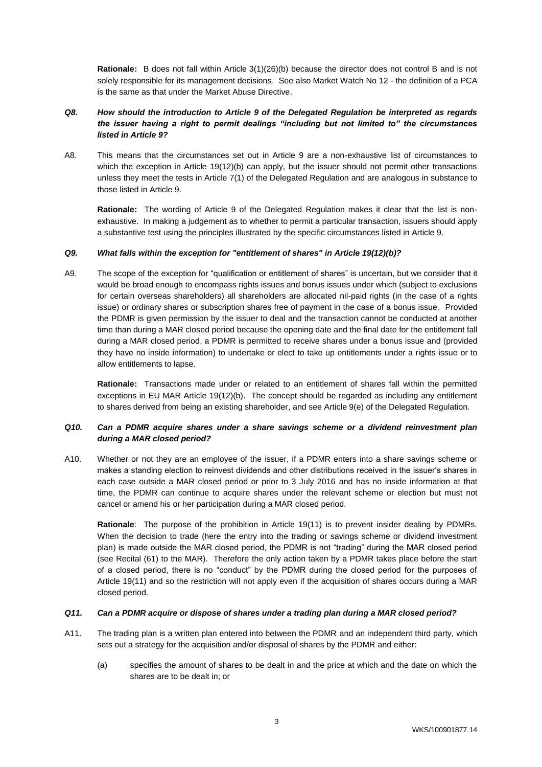**Rationale:** B does not fall within Article 3(1)(26)(b) because the director does not control B and is not solely responsible for its management decisions. See also Market Watch No 12 - the definition of a PCA is the same as that under the Market Abuse Directive.

***Q8. How should the introduction to Article 9 of the Delegated Regulation be interpreted as regards the issuer having a right to permit dealings "including but not limited to" the circumstances listed in Article 9?***

A8. This means that the circumstances set out in Article 9 are a non-exhaustive list of circumstances to which the exception in Article 19(12)(b) can apply, but the issuer should not permit other transactions unless they meet the tests in Article 7(1) of the Delegated Regulation and are analogous in substance to those listed in Article 9.

**Rationale:** The wording of Article 9 of the Delegated Regulation makes it clear that the list is non-exhaustive. In making a judgement as to whether to permit a particular transaction, issuers should apply a substantive test using the principles illustrated by the specific circumstances listed in Article 9.

***Q9. What falls within the exception for "entitlement of shares" in Article 19(12)(b)?***

A9. The scope of the exception for "qualification or entitlement of shares" is uncertain, but we consider that it would be broad enough to encompass rights issues and bonus issues under which (subject to exclusions for certain overseas shareholders) all shareholders are allocated nil-paid rights (in the case of a rights issue) or ordinary shares or subscription shares free of payment in the case of a bonus issue. Provided the PDMR is given permission by the issuer to deal and the transaction cannot be conducted at another time than during a MAR closed period because the opening date and the final date for the entitlement fall during a MAR closed period, a PDMR is permitted to receive shares under a bonus issue and (provided they have no inside information) to undertake or elect to take up entitlements under a rights issue or to allow entitlements to lapse.

**Rationale:** Transactions made under or related to an entitlement of shares fall within the permitted exceptions in EU MAR Article 19(12)(b). The concept should be regarded as including any entitlement to shares derived from being an existing shareholder, and see Article 9(e) of the Delegated Regulation.

***Q10. Can a PDMR acquire shares under a share savings scheme or a dividend reinvestment plan during a MAR closed period?***

A10. Whether or not they are an employee of the issuer, if a PDMR enters into a share savings scheme or makes a standing election to reinvest dividends and other distributions received in the issuer's shares in each case outside a MAR closed period or prior to 3 July 2016 and has no inside information at that time, the PDMR can continue to acquire shares under the relevant scheme or election but must not cancel or amend his or her participation during a MAR closed period.

**Rationale**: The purpose of the prohibition in Article 19(11) is to prevent insider dealing by PDMRs. When the decision to trade (here the entry into the trading or savings scheme or dividend investment plan) is made outside the MAR closed period, the PDMR is not "trading" during the MAR closed period (see Recital (61) to the MAR). Therefore the only action taken by a PDMR takes place before the start of a closed period, there is no "conduct" by the PDMR during the closed period for the purposes of Article 19(11) and so the restriction will not apply even if the acquisition of shares occurs during a MAR closed period.

***Q11. Can a PDMR acquire or dispose of shares under a trading plan during a MAR closed period?***

A11. The trading plan is a written plan entered into between the PDMR and an independent third party, which sets out a strategy for the acquisition and/or disposal of shares by the PDMR and either:

(a) specifies the amount of shares to be dealt in and the price at which and the date on which the shares are to be dealt in; or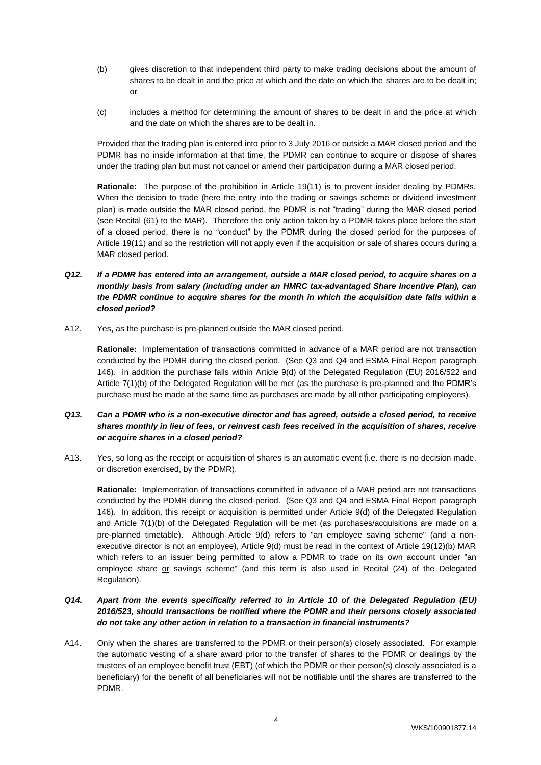(b) gives discretion to that independent third party to make trading decisions about the amount of shares to be dealt in and the price at which and the date on which the shares are to be dealt in; or

(c) includes a method for determining the amount of shares to be dealt in and the price at which and the date on which the shares are to be dealt in.

Provided that the trading plan is entered into prior to 3 July 2016 or outside a MAR closed period and the PDMR has no inside information at that time, the PDMR can continue to acquire or dispose of shares under the trading plan but must not cancel or amend their participation during a MAR closed period.

**Rationale:** The purpose of the prohibition in Article 19(11) is to prevent insider dealing by PDMRs. When the decision to trade (here the entry into the trading or savings scheme or dividend investment plan) is made outside the MAR closed period, the PDMR is not "trading" during the MAR closed period (see Recital (61) to the MAR). Therefore the only action taken by a PDMR takes place before the start of a closed period, there is no "conduct" by the PDMR during the closed period for the purposes of Article 19(11) and so the restriction will not apply even if the acquisition or sale of shares occurs during a MAR closed period.

***Q12. If a PDMR has entered into an arrangement, outside a MAR closed period, to acquire shares on a monthly basis from salary (including under an HMRC tax-advantaged Share Incentive Plan), can the PDMR continue to acquire shares for the month in which the acquisition date falls within a closed period?***

A12. Yes, as the purchase is pre-planned outside the MAR closed period.

**Rationale:** Implementation of transactions committed in advance of a MAR period are not transaction conducted by the PDMR during the closed period. (See Q3 and Q4 and ESMA Final Report paragraph 146). In addition the purchase falls within Article 9(d) of the Delegated Regulation (EU) 2016/522 and Article 7(1)(b) of the Delegated Regulation will be met (as the purchase is pre-planned and the PDMR's purchase must be made at the same time as purchases are made by all other participating employees).

***Q13. Can a PDMR who is a non-executive director and has agreed, outside a closed period, to receive shares monthly in lieu of fees, or reinvest cash fees received in the acquisition of shares, receive or acquire shares in a closed period?***

A13. Yes, so long as the receipt or acquisition of shares is an automatic event (i.e. there is no decision made, or discretion exercised, by the PDMR).

**Rationale:** Implementation of transactions committed in advance of a MAR period are not transactions conducted by the PDMR during the closed period. (See Q3 and Q4 and ESMA Final Report paragraph 146). In addition, this receipt or acquisition is permitted under Article 9(d) of the Delegated Regulation and Article 7(1)(b) of the Delegated Regulation will be met (as purchases/acquisitions are made on a pre-planned timetable). Although Article 9(d) refers to "an employee saving scheme" (and a non-executive director is not an employee), Article 9(d) must be read in the context of Article 19(12)(b) MAR which refers to an issuer being permitted to allow a PDMR to trade on its own account under "an employee share <u>or</u> savings scheme" (and this term is also used in Recital (24) of the Delegated Regulation).

***Q14. Apart from the events specifically referred to in Article 10 of the Delegated Regulation (EU) 2016/523, should transactions be notified where the PDMR and their persons closely associated do not take any other action in relation to a transaction in financial instruments?***

A14. Only when the shares are transferred to the PDMR or their person(s) closely associated. For example the automatic vesting of a share award prior to the transfer of shares to the PDMR or dealings by the trustees of an employee benefit trust (EBT) (of which the PDMR or their person(s) closely associated is a beneficiary) for the benefit of all beneficiaries will not be notifiable until the shares are transferred to the PDMR.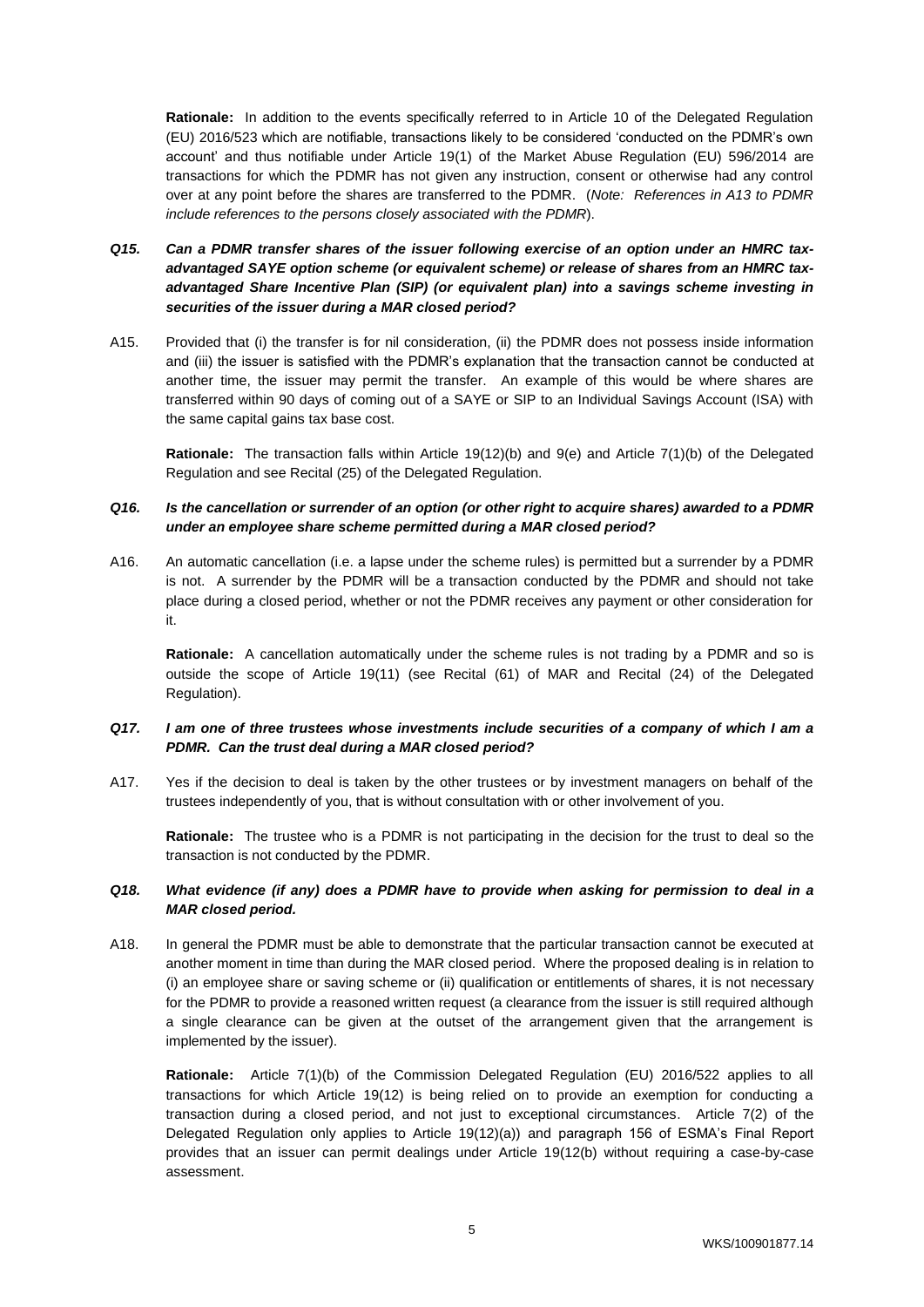**Rationale:** In addition to the events specifically referred to in Article 10 of the Delegated Regulation (EU) 2016/523 which are notifiable, transactions likely to be considered 'conducted on the PDMR's own account' and thus notifiable under Article 19(1) of the Market Abuse Regulation (EU) 596/2014 are transactions for which the PDMR has not given any instruction, consent or otherwise had any control over at any point before the shares are transferred to the PDMR. (*Note: References in A13 to PDMR include references to the persons closely associated with the PDMR*).

***Q15. Can a PDMR transfer shares of the issuer following exercise of an option under an HMRC tax-advantaged SAYE option scheme (or equivalent scheme) or release of shares from an HMRC tax-advantaged Share Incentive Plan (SIP) (or equivalent plan) into a savings scheme investing in securities of the issuer during a MAR closed period?***

A15. Provided that (i) the transfer is for nil consideration, (ii) the PDMR does not possess inside information and (iii) the issuer is satisfied with the PDMR's explanation that the transaction cannot be conducted at another time, the issuer may permit the transfer. An example of this would be where shares are transferred within 90 days of coming out of a SAYE or SIP to an Individual Savings Account (ISA) with the same capital gains tax base cost.

**Rationale:** The transaction falls within Article 19(12)(b) and 9(e) and Article 7(1)(b) of the Delegated Regulation and see Recital (25) of the Delegated Regulation.

***Q16. Is the cancellation or surrender of an option (or other right to acquire shares) awarded to a PDMR under an employee share scheme permitted during a MAR closed period?***

A16. An automatic cancellation (i.e. a lapse under the scheme rules) is permitted but a surrender by a PDMR is not. A surrender by the PDMR will be a transaction conducted by the PDMR and should not take place during a closed period, whether or not the PDMR receives any payment or other consideration for it.

**Rationale:** A cancellation automatically under the scheme rules is not trading by a PDMR and so is outside the scope of Article 19(11) (see Recital (61) of MAR and Recital (24) of the Delegated Regulation).

***Q17. I am one of three trustees whose investments include securities of a company of which I am a PDMR. Can the trust deal during a MAR closed period?***

A17. Yes if the decision to deal is taken by the other trustees or by investment managers on behalf of the trustees independently of you, that is without consultation with or other involvement of you.

**Rationale:** The trustee who is a PDMR is not participating in the decision for the trust to deal so the transaction is not conducted by the PDMR.

***Q18. What evidence (if any) does a PDMR have to provide when asking for permission to deal in a MAR closed period.***

A18. In general the PDMR must be able to demonstrate that the particular transaction cannot be executed at another moment in time than during the MAR closed period. Where the proposed dealing is in relation to (i) an employee share or saving scheme or (ii) qualification or entitlements of shares, it is not necessary for the PDMR to provide a reasoned written request (a clearance from the issuer is still required although a single clearance can be given at the outset of the arrangement given that the arrangement is implemented by the issuer).

**Rationale:** Article 7(1)(b) of the Commission Delegated Regulation (EU) 2016/522 applies to all transactions for which Article 19(12) is being relied on to provide an exemption for conducting a transaction during a closed period, and not just to exceptional circumstances. Article 7(2) of the Delegated Regulation only applies to Article 19(12)(a)) and paragraph 156 of ESMA's Final Report provides that an issuer can permit dealings under Article 19(12(b) without requiring a case-by-case assessment.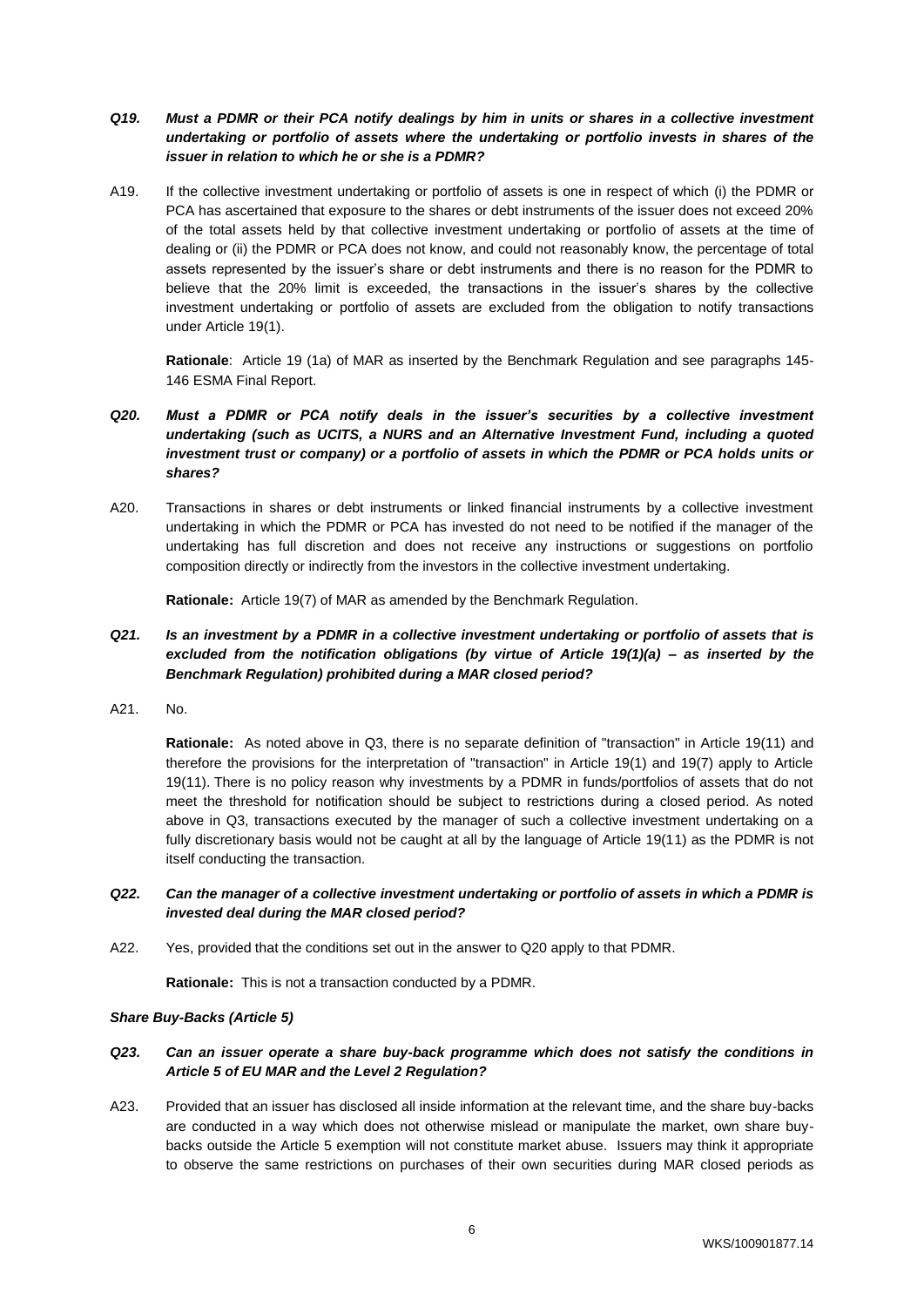***Q19. Must a PDMR or their PCA notify dealings by him in units or shares in a collective investment undertaking or portfolio of assets where the undertaking or portfolio invests in shares of the issuer in relation to which he or she is a PDMR?***

A19. If the collective investment undertaking or portfolio of assets is one in respect of which (i) the PDMR or PCA has ascertained that exposure to the shares or debt instruments of the issuer does not exceed 20% of the total assets held by that collective investment undertaking or portfolio of assets at the time of dealing or (ii) the PDMR or PCA does not know, and could not reasonably know, the percentage of total assets represented by the issuer's share or debt instruments and there is no reason for the PDMR to believe that the 20% limit is exceeded, the transactions in the issuer's shares by the collective investment undertaking or portfolio of assets are excluded from the obligation to notify transactions under Article 19(1).

**Rationale**: Article 19 (1a) of MAR as inserted by the Benchmark Regulation and see paragraphs 145-146 ESMA Final Report.

***Q20. Must a PDMR or PCA notify deals in the issuer's securities by a collective investment undertaking (such as UCITS, a NURS and an Alternative Investment Fund, including a quoted investment trust or company) or a portfolio of assets in which the PDMR or PCA holds units or shares?***

A20. Transactions in shares or debt instruments or linked financial instruments by a collective investment undertaking in which the PDMR or PCA has invested do not need to be notified if the manager of the undertaking has full discretion and does not receive any instructions or suggestions on portfolio composition directly or indirectly from the investors in the collective investment undertaking.

**Rationale:** Article 19(7) of MAR as amended by the Benchmark Regulation.

***Q21. Is an investment by a PDMR in a collective investment undertaking or portfolio of assets that is excluded from the notification obligations (by virtue of Article 19(1)(a) – as inserted by the Benchmark Regulation) prohibited during a MAR closed period?***

A21. No.

**Rationale:** As noted above in Q3, there is no separate definition of "transaction" in Article 19(11) and therefore the provisions for the interpretation of "transaction" in Article 19(1) and 19(7) apply to Article 19(11). There is no policy reason why investments by a PDMR in funds/portfolios of assets that do not meet the threshold for notification should be subject to restrictions during a closed period. As noted above in Q3, transactions executed by the manager of such a collective investment undertaking on a fully discretionary basis would not be caught at all by the language of Article 19(11) as the PDMR is not itself conducting the transaction.

***Q22. Can the manager of a collective investment undertaking or portfolio of assets in which a PDMR is invested deal during the MAR closed period?***

A22. Yes, provided that the conditions set out in the answer to Q20 apply to that PDMR.

**Rationale:** This is not a transaction conducted by a PDMR.

***Share Buy-Backs (Article 5)***

***Q23. Can an issuer operate a share buy-back programme which does not satisfy the conditions in Article 5 of EU MAR and the Level 2 Regulation?***

A23. Provided that an issuer has disclosed all inside information at the relevant time, and the share buy-backs are conducted in a way which does not otherwise mislead or manipulate the market, own share buy-backs outside the Article 5 exemption will not constitute market abuse. Issuers may think it appropriate to observe the same restrictions on purchases of their own securities during MAR closed periods as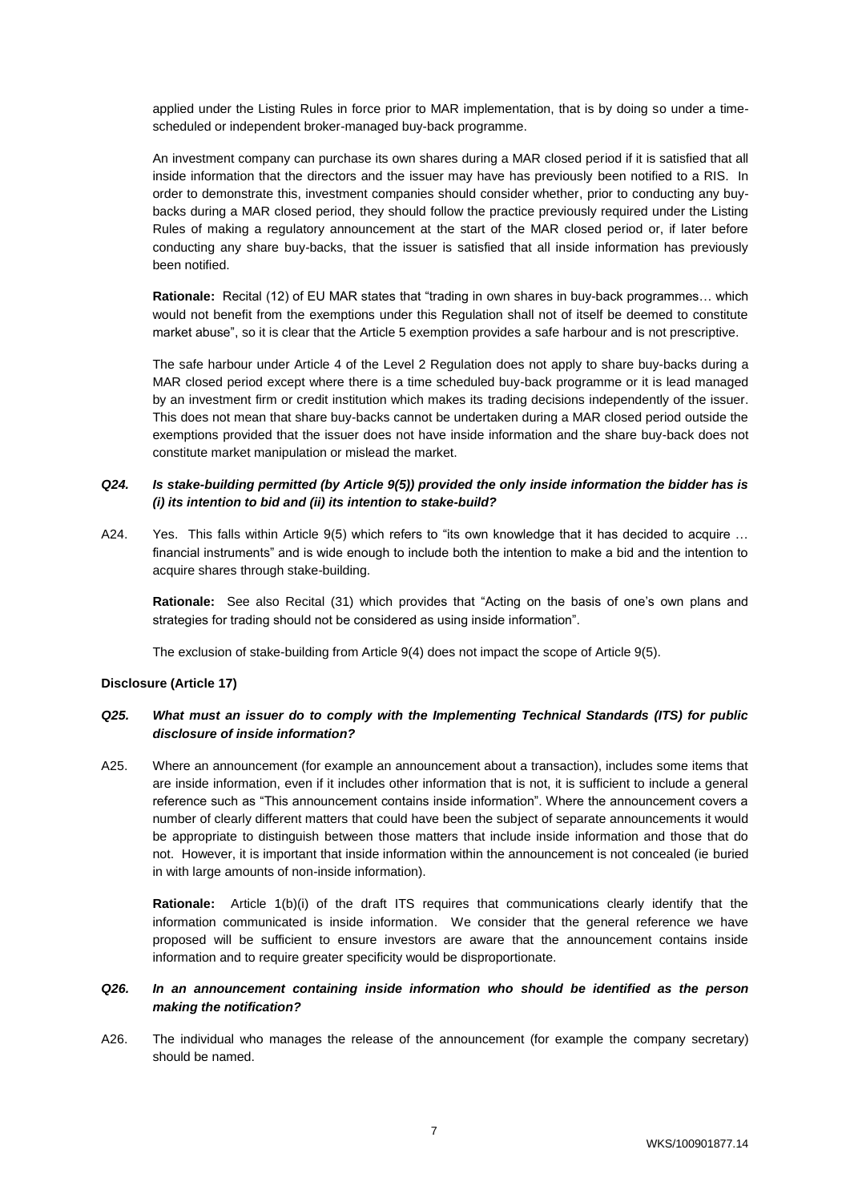applied under the Listing Rules in force prior to MAR implementation, that is by doing so under a time-scheduled or independent broker-managed buy-back programme.

An investment company can purchase its own shares during a MAR closed period if it is satisfied that all inside information that the directors and the issuer may have has previously been notified to a RIS. In order to demonstrate this, investment companies should consider whether, prior to conducting any buy-backs during a MAR closed period, they should follow the practice previously required under the Listing Rules of making a regulatory announcement at the start of the MAR closed period or, if later before conducting any share buy-backs, that the issuer is satisfied that all inside information has previously been notified.

**Rationale:** Recital (12) of EU MAR states that "trading in own shares in buy-back programmes… which would not benefit from the exemptions under this Regulation shall not of itself be deemed to constitute market abuse", so it is clear that the Article 5 exemption provides a safe harbour and is not prescriptive.

The safe harbour under Article 4 of the Level 2 Regulation does not apply to share buy-backs during a MAR closed period except where there is a time scheduled buy-back programme or it is lead managed by an investment firm or credit institution which makes its trading decisions independently of the issuer. This does not mean that share buy-backs cannot be undertaken during a MAR closed period outside the exemptions provided that the issuer does not have inside information and the share buy-back does not constitute market manipulation or mislead the market.

***Q24. Is stake-building permitted (by Article 9(5)) provided the only inside information the bidder has is (i) its intention to bid and (ii) its intention to stake-build?***

A24. Yes. This falls within Article 9(5) which refers to "its own knowledge that it has decided to acquire … financial instruments" and is wide enough to include both the intention to make a bid and the intention to acquire shares through stake-building.

**Rationale:** See also Recital (31) which provides that "Acting on the basis of one's own plans and strategies for trading should not be considered as using inside information".

The exclusion of stake-building from Article 9(4) does not impact the scope of Article 9(5).

**Disclosure (Article 17)**

***Q25. What must an issuer do to comply with the Implementing Technical Standards (ITS) for public disclosure of inside information?***

A25. Where an announcement (for example an announcement about a transaction), includes some items that are inside information, even if it includes other information that is not, it is sufficient to include a general reference such as "This announcement contains inside information". Where the announcement covers a number of clearly different matters that could have been the subject of separate announcements it would be appropriate to distinguish between those matters that include inside information and those that do not. However, it is important that inside information within the announcement is not concealed (ie buried in with large amounts of non-inside information).

**Rationale:** Article 1(b)(i) of the draft ITS requires that communications clearly identify that the information communicated is inside information. We consider that the general reference we have proposed will be sufficient to ensure investors are aware that the announcement contains inside information and to require greater specificity would be disproportionate.

***Q26. In an announcement containing inside information who should be identified as the person making the notification?***

A26. The individual who manages the release of the announcement (for example the company secretary) should be named.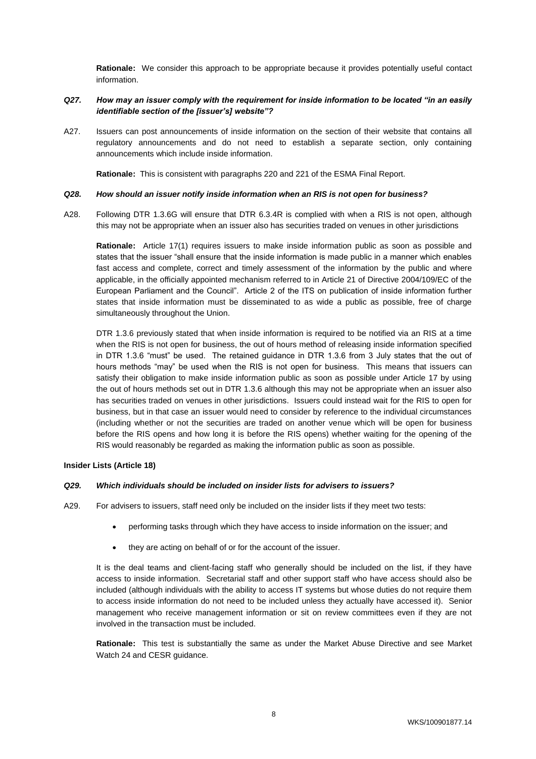**Rationale:** We consider this approach to be appropriate because it provides potentially useful contact information.

***Q27. How may an issuer comply with the requirement for inside information to be located "in an easily identifiable section of the [issuer's] website"?***

A27. Issuers can post announcements of inside information on the section of their website that contains all regulatory announcements and do not need to establish a separate section, only containing announcements which include inside information.

**Rationale:** This is consistent with paragraphs 220 and 221 of the ESMA Final Report.

***Q28. How should an issuer notify inside information when an RIS is not open for business?***

A28. Following DTR 1.3.6G will ensure that DTR 6.3.4R is complied with when a RIS is not open, although this may not be appropriate when an issuer also has securities traded on venues in other jurisdictions

**Rationale:** Article 17(1) requires issuers to make inside information public as soon as possible and states that the issuer "shall ensure that the inside information is made public in a manner which enables fast access and complete, correct and timely assessment of the information by the public and where applicable, in the officially appointed mechanism referred to in Article 21 of Directive 2004/109/EC of the European Parliament and the Council". Article 2 of the ITS on publication of inside information further states that inside information must be disseminated to as wide a public as possible, free of charge simultaneously throughout the Union.

DTR 1.3.6 previously stated that when inside information is required to be notified via an RIS at a time when the RIS is not open for business, the out of hours method of releasing inside information specified in DTR 1.3.6 "must" be used. The retained guidance in DTR 1.3.6 from 3 July states that the out of hours methods "may" be used when the RIS is not open for business. This means that issuers can satisfy their obligation to make inside information public as soon as possible under Article 17 by using the out of hours methods set out in DTR 1.3.6 although this may not be appropriate when an issuer also has securities traded on venues in other jurisdictions. Issuers could instead wait for the RIS to open for business, but in that case an issuer would need to consider by reference to the individual circumstances (including whether or not the securities are traded on another venue which will be open for business before the RIS opens and how long it is before the RIS opens) whether waiting for the opening of the RIS would reasonably be regarded as making the information public as soon as possible.

**Insider Lists (Article 18)**

***Q29. Which individuals should be included on insider lists for advisers to issuers?***

A29. For advisers to issuers, staff need only be included on the insider lists if they meet two tests:

- performing tasks through which they have access to inside information on the issuer; and
- they are acting on behalf of or for the account of the issuer.

It is the deal teams and client-facing staff who generally should be included on the list, if they have access to inside information. Secretarial staff and other support staff who have access should also be included (although individuals with the ability to access IT systems but whose duties do not require them to access inside information do not need to be included unless they actually have accessed it). Senior management who receive management information or sit on review committees even if they are not involved in the transaction must be included.

**Rationale:** This test is substantially the same as under the Market Abuse Directive and see Market Watch 24 and CESR guidance.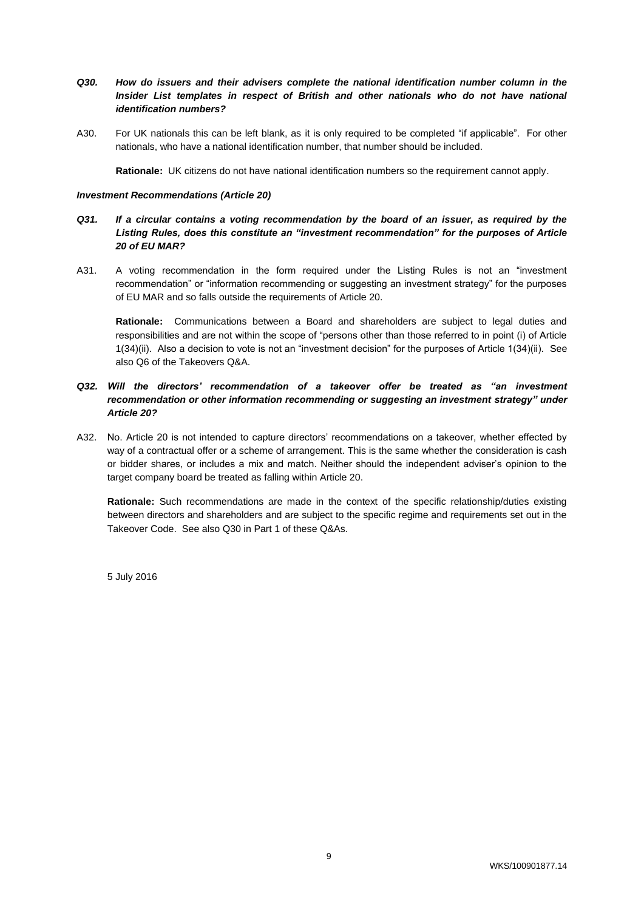***Q30. How do issuers and their advisers complete the national identification number column in the Insider List templates in respect of British and other nationals who do not have national identification numbers?***

A30. For UK nationals this can be left blank, as it is only required to be completed "if applicable". For other nationals, who have a national identification number, that number should be included.

**Rationale:** UK citizens do not have national identification numbers so the requirement cannot apply.

***Investment Recommendations (Article 20)***

***Q31. If a circular contains a voting recommendation by the board of an issuer, as required by the Listing Rules, does this constitute an "investment recommendation" for the purposes of Article 20 of EU MAR?***

A31. A voting recommendation in the form required under the Listing Rules is not an "investment recommendation" or "information recommending or suggesting an investment strategy" for the purposes of EU MAR and so falls outside the requirements of Article 20.

**Rationale:** Communications between a Board and shareholders are subject to legal duties and responsibilities and are not within the scope of "persons other than those referred to in point (i) of Article 1(34)(ii). Also a decision to vote is not an "investment decision" for the purposes of Article 1(34)(ii). See also Q6 of the Takeovers Q&A.

***Q32. Will the directors' recommendation of a takeover offer be treated as "an investment recommendation or other information recommending or suggesting an investment strategy" under Article 20?***

A32. No. Article 20 is not intended to capture directors' recommendations on a takeover, whether effected by way of a contractual offer or a scheme of arrangement. This is the same whether the consideration is cash or bidder shares, or includes a mix and match. Neither should the independent adviser's opinion to the target company board be treated as falling within Article 20.

**Rationale:** Such recommendations are made in the context of the specific relationship/duties existing between directors and shareholders and are subject to the specific regime and requirements set out in the Takeover Code. See also Q30 in Part 1 of these Q&As.

5 July 2016

WKS/100901877.14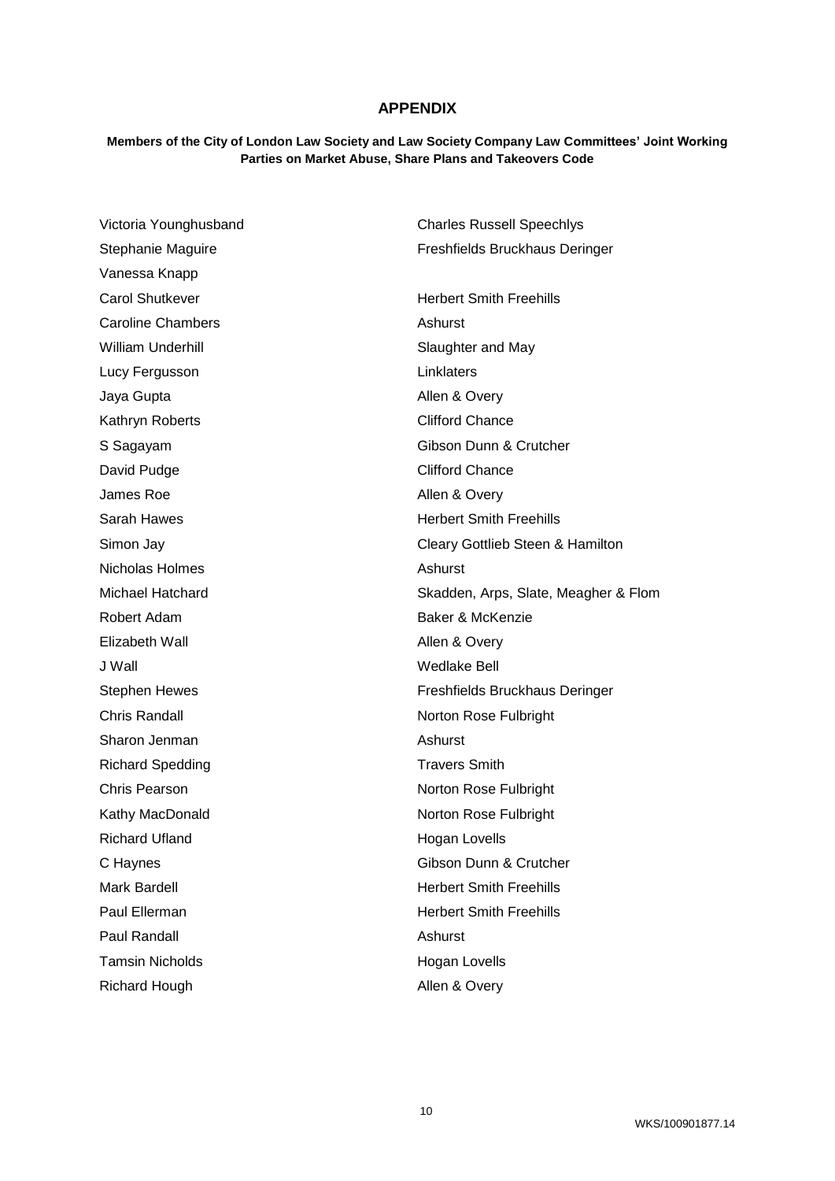# APPENDIX

**Members of the City of London Law Society and Law Society Company Law Committees' Joint Working Parties on Market Abuse, Share Plans and Takeovers Code**

| | |
|---|---|
| Victoria Younghusband | Charles Russell Speechlys |
| Stephanie Maguire | Freshfields Bruckhaus Deringer |
| Vanessa Knapp | |
| Carol Shutkever | Herbert Smith Freehills |
| Caroline Chambers | Ashurst |
| William Underhill | Slaughter and May |
| Lucy Fergusson | Linklaters |
| Jaya Gupta | Allen & Overy |
| Kathryn Roberts | Clifford Chance |
| S Sagayam | Gibson Dunn & Crutcher |
| David Pudge | Clifford Chance |
| James Roe | Allen & Overy |
| Sarah Hawes | Herbert Smith Freehills |
| Simon Jay | Cleary Gottlieb Steen & Hamilton |
| Nicholas Holmes | Ashurst |
| Michael Hatchard | Skadden, Arps, Slate, Meagher & Flom |
| Robert Adam | Baker & McKenzie |
| Elizabeth Wall | Allen & Overy |
| J Wall | Wedlake Bell |
| Stephen Hewes | Freshfields Bruckhaus Deringer |
| Chris Randall | Norton Rose Fulbright |
| Sharon Jenman | Ashurst |
| Richard Spedding | Travers Smith |
| Chris Pearson | Norton Rose Fulbright |
| Kathy MacDonald | Norton Rose Fulbright |
| Richard Ufland | Hogan Lovells |
| C Haynes | Gibson Dunn & Crutcher |
| Mark Bardell | Herbert Smith Freehills |
| Paul Ellerman | Herbert Smith Freehills |
| Paul Randall | Ashurst |
| Tamsin Nicholds | Hogan Lovells |
| Richard Hough | Allen & Overy |

WKS/100901877.14